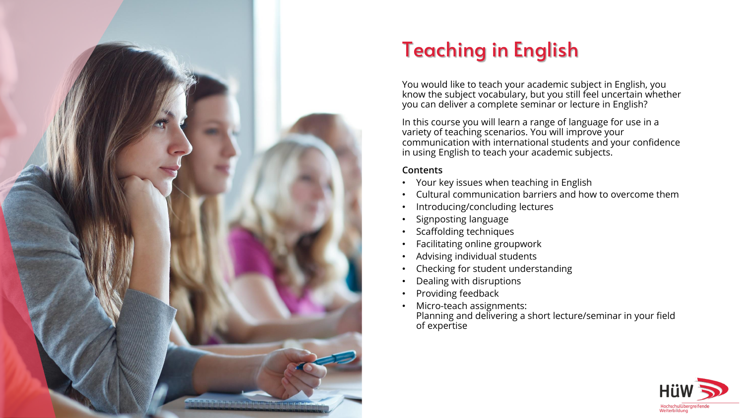# Teaching in English

You would like to teach your academic subject in English, you know the subject vocabulary, but you still feel uncertain whether you can deliver a complete seminar or lecture in English?

In this course you will learn a range of language for use in a variety of teaching scenarios. You will improve your communication with international students and your confidence in using English to teach your academic subjects.

**Contents**

- Your key issues when teaching in English
- Cultural communication barriers and how to overcome them
- Introducing/concluding lectures
- Signposting language
- Scaffolding techniques
- Facilitating online groupwork
- Advising individual students
- Checking for student understanding
- Dealing with disruptions
- Providing feedback
- Micro-teach assignments:
  Planning and delivering a short lecture/seminar in your field of expertise

HüW Hochschulübergreifende Weiterbildung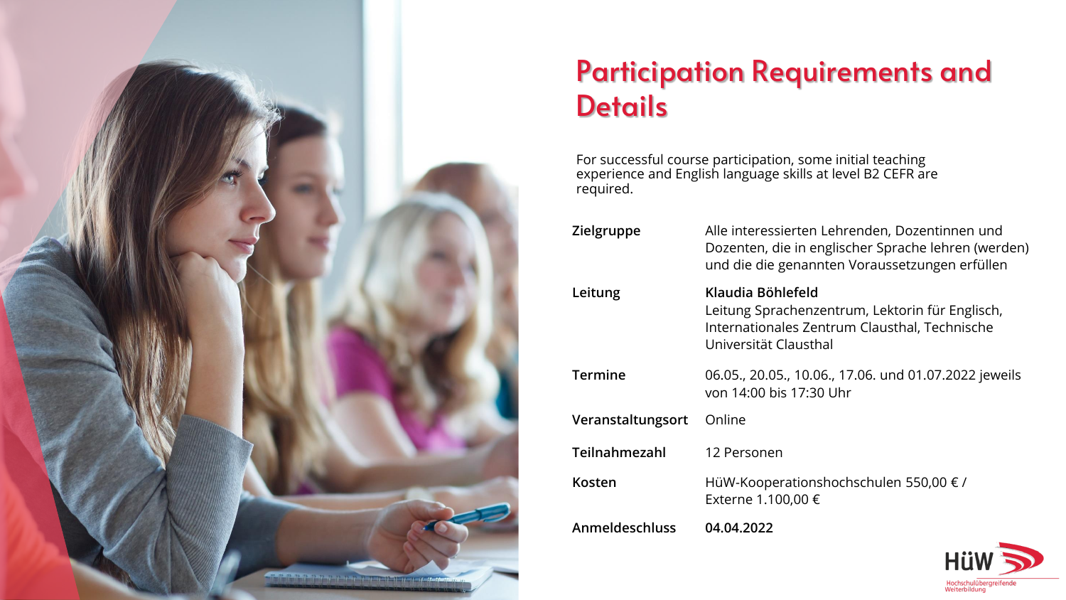# Participation Requirements and Details

For successful course participation, some initial teaching experience and English language skills at level B2 CEFR are required.

| | |
|---|---|
| **Zielgruppe** | Alle interessierten Lehrenden, Dozentinnen und Dozenten, die in englischer Sprache lehren (werden) und die die genannten Voraussetzungen erfüllen |
| **Leitung** | **Klaudia Böhlefeld** Leitung Sprachenzentrum, Lektorin für Englisch, Internationales Zentrum Clausthal, Technische Universität Clausthal |
| **Termine** | 06.05., 20.05., 10.06., 17.06. und 01.07.2022 jeweils von 14:00 bis 17:30 Uhr |
| **Veranstaltungsort** | Online |
| **Teilnahmezahl** | 12 Personen |
| **Kosten** | HüW-Kooperationshochschulen 550,00 € / Externe 1.100,00 € |
| **Anmeldeschluss** | **04.04.2022** |

HüW Hochschulübergreifende Weiterbildung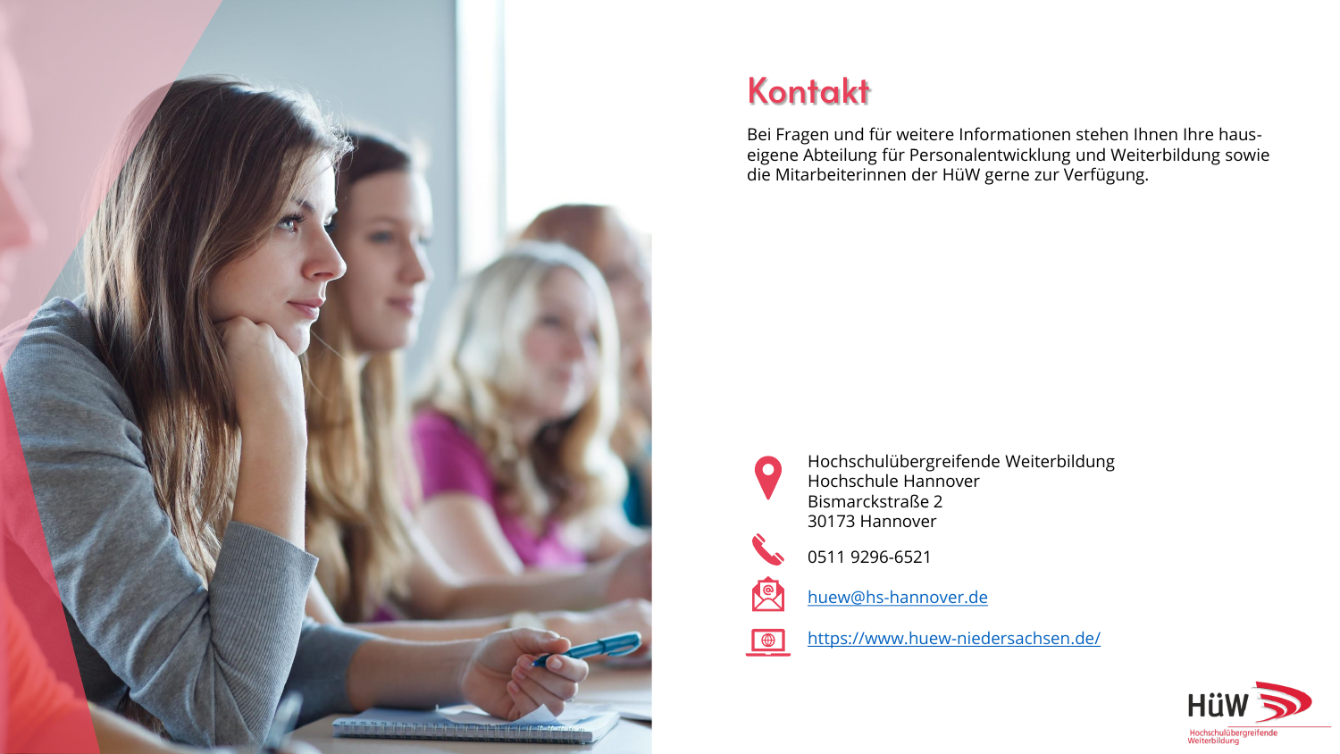# Kontakt

Bei Fragen und für weitere Informationen stehen Ihnen Ihre haus-eigene Abteilung für Personalentwicklung und Weiterbildung sowie die Mitarbeiterinnen der HüW gerne zur Verfügung.

Hochschulübergreifende Weiterbildung
Hochschule Hannover
Bismarckstraße 2
30173 Hannover

0511 9296-6521

huew@hs-hannover.de

https://www.huew-niedersachsen.de/

HüW
Hochschulübergreifende Weiterbildung